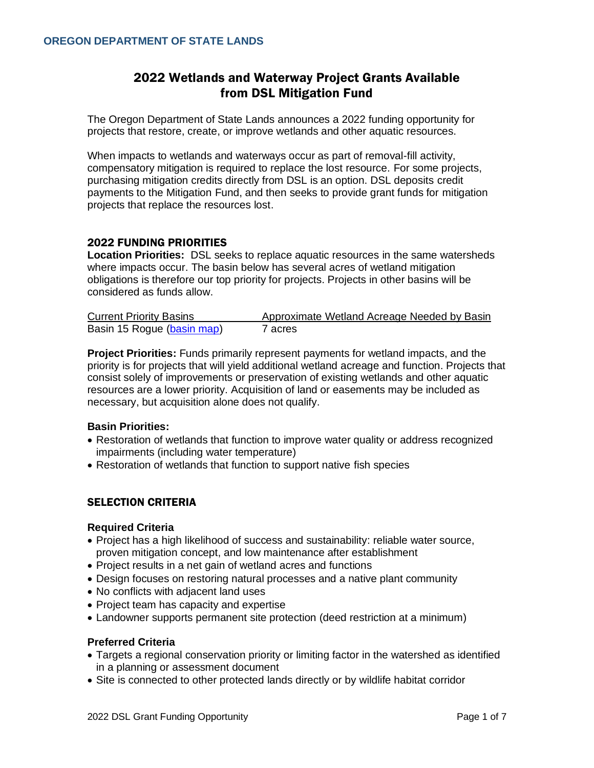**OREGON DEPARTMENT OF STATE LANDS**

# 2022 Wetlands and Waterway Project Grants Available from DSL Mitigation Fund

The Oregon Department of State Lands announces a 2022 funding opportunity for projects that restore, create, or improve wetlands and other aquatic resources.

When impacts to wetlands and waterways occur as part of removal-fill activity, compensatory mitigation is required to replace the lost resource. For some projects, purchasing mitigation credits directly from DSL is an option. DSL deposits credit payments to the Mitigation Fund, and then seeks to provide grant funds for mitigation projects that replace the resources lost.

## 2022 FUNDING PRIORITIES

**Location Priorities:** DSL seeks to replace aquatic resources in the same watersheds where impacts occur. The basin below has several acres of wetland mitigation obligations is therefore our top priority for projects. Projects in other basins will be considered as funds allow.

| Current Priority Basins | Approximate Wetland Acreage Needed by Basin |
|---|---|
| Basin 15 Rogue (basin map) | 7 acres |

**Project Priorities:** Funds primarily represent payments for wetland impacts, and the priority is for projects that will yield additional wetland acreage and function. Projects that consist solely of improvements or preservation of existing wetlands and other aquatic resources are a lower priority. Acquisition of land or easements may be included as necessary, but acquisition alone does not qualify.

**Basin Priorities:**

- Restoration of wetlands that function to improve water quality or address recognized impairments (including water temperature)
- Restoration of wetlands that function to support native fish species

## SELECTION CRITERIA

### Required Criteria

- Project has a high likelihood of success and sustainability: reliable water source, proven mitigation concept, and low maintenance after establishment
- Project results in a net gain of wetland acres and functions
- Design focuses on restoring natural processes and a native plant community
- No conflicts with adjacent land uses
- Project team has capacity and expertise
- Landowner supports permanent site protection (deed restriction at a minimum)

### Preferred Criteria

- Targets a regional conservation priority or limiting factor in the watershed as identified in a planning or assessment document
- Site is connected to other protected lands directly or by wildlife habitat corridor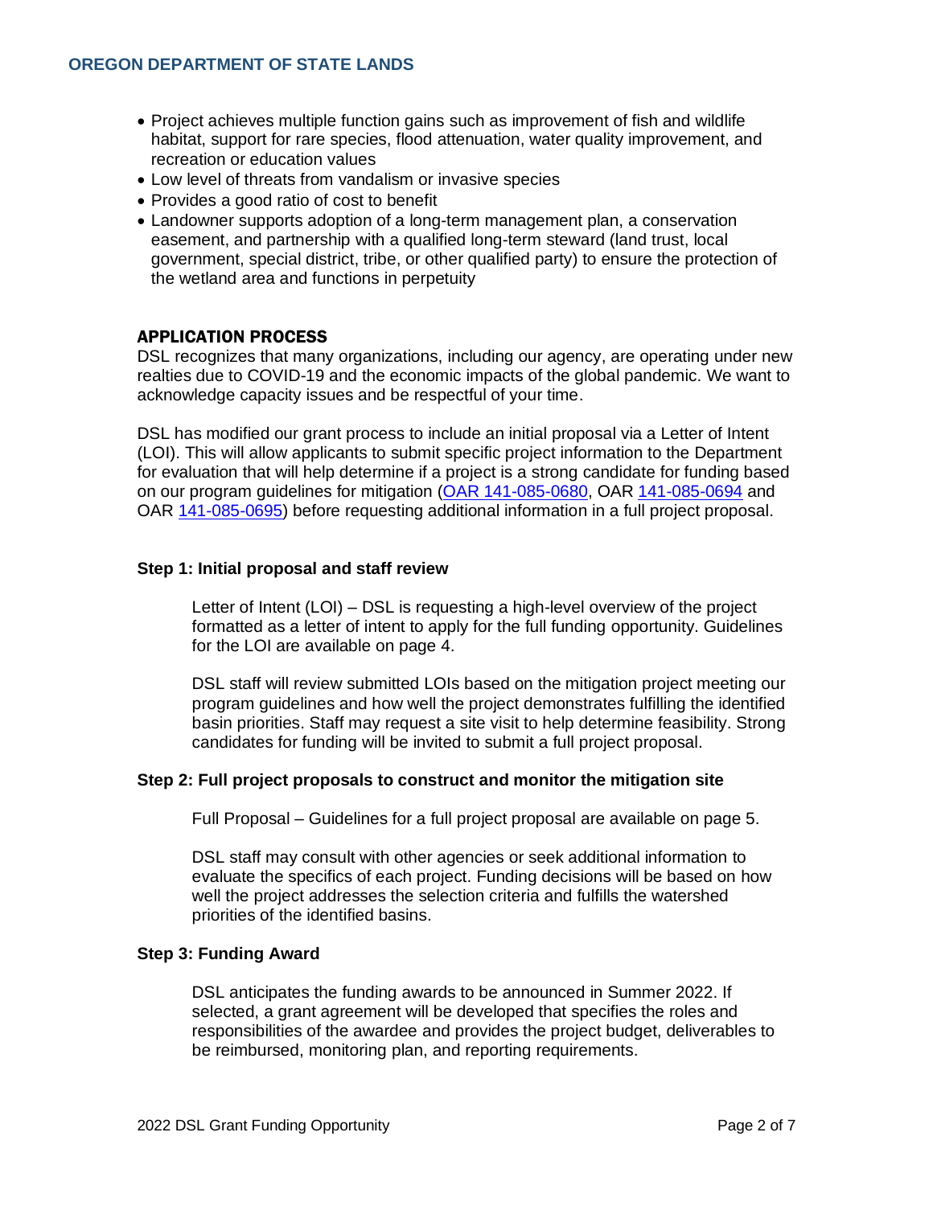- Project achieves multiple function gains such as improvement of fish and wildlife habitat, support for rare species, flood attenuation, water quality improvement, and recreation or education values
- Low level of threats from vandalism or invasive species
- Provides a good ratio of cost to benefit
- Landowner supports adoption of a long-term management plan, a conservation easement, and partnership with a qualified long-term steward (land trust, local government, special district, tribe, or other qualified party) to ensure the protection of the wetland area and functions in perpetuity

## APPLICATION PROCESS

DSL recognizes that many organizations, including our agency, are operating under new realties due to COVID-19 and the economic impacts of the global pandemic. We want to acknowledge capacity issues and be respectful of your time.

DSL has modified our grant process to include an initial proposal via a Letter of Intent (LOI). This will allow applicants to submit specific project information to the Department for evaluation that will help determine if a project is a strong candidate for funding based on our program guidelines for mitigation (OAR 141-085-0680, OAR 141-085-0694 and OAR 141-085-0695) before requesting additional information in a full project proposal.

### Step 1: Initial proposal and staff review

Letter of Intent (LOI) – DSL is requesting a high-level overview of the project formatted as a letter of intent to apply for the full funding opportunity. Guidelines for the LOI are available on page 4.

DSL staff will review submitted LOIs based on the mitigation project meeting our program guidelines and how well the project demonstrates fulfilling the identified basin priorities. Staff may request a site visit to help determine feasibility. Strong candidates for funding will be invited to submit a full project proposal.

### Step 2: Full project proposals to construct and monitor the mitigation site

Full Proposal – Guidelines for a full project proposal are available on page 5.

DSL staff may consult with other agencies or seek additional information to evaluate the specifics of each project. Funding decisions will be based on how well the project addresses the selection criteria and fulfills the watershed priorities of the identified basins.

### Step 3: Funding Award

DSL anticipates the funding awards to be announced in Summer 2022. If selected, a grant agreement will be developed that specifies the roles and responsibilities of the awardee and provides the project budget, deliverables to be reimbursed, monitoring plan, and reporting requirements.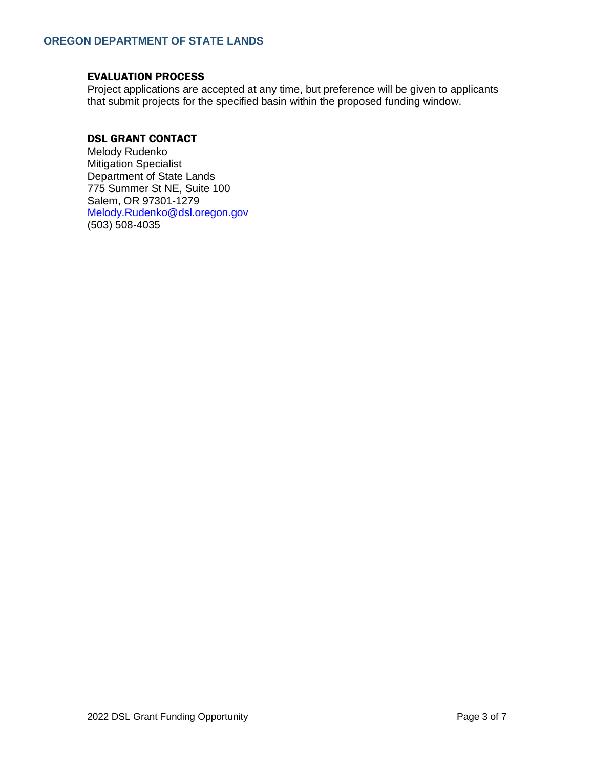### EVALUATION PROCESS

Project applications are accepted at any time, but preference will be given to applicants that submit projects for the specified basin within the proposed funding window.

### DSL GRANT CONTACT

Melody Rudenko
Mitigation Specialist
Department of State Lands
775 Summer St NE, Suite 100
Salem, OR 97301-1279
Melody.Rudenko@dsl.oregon.gov
(503) 508-4035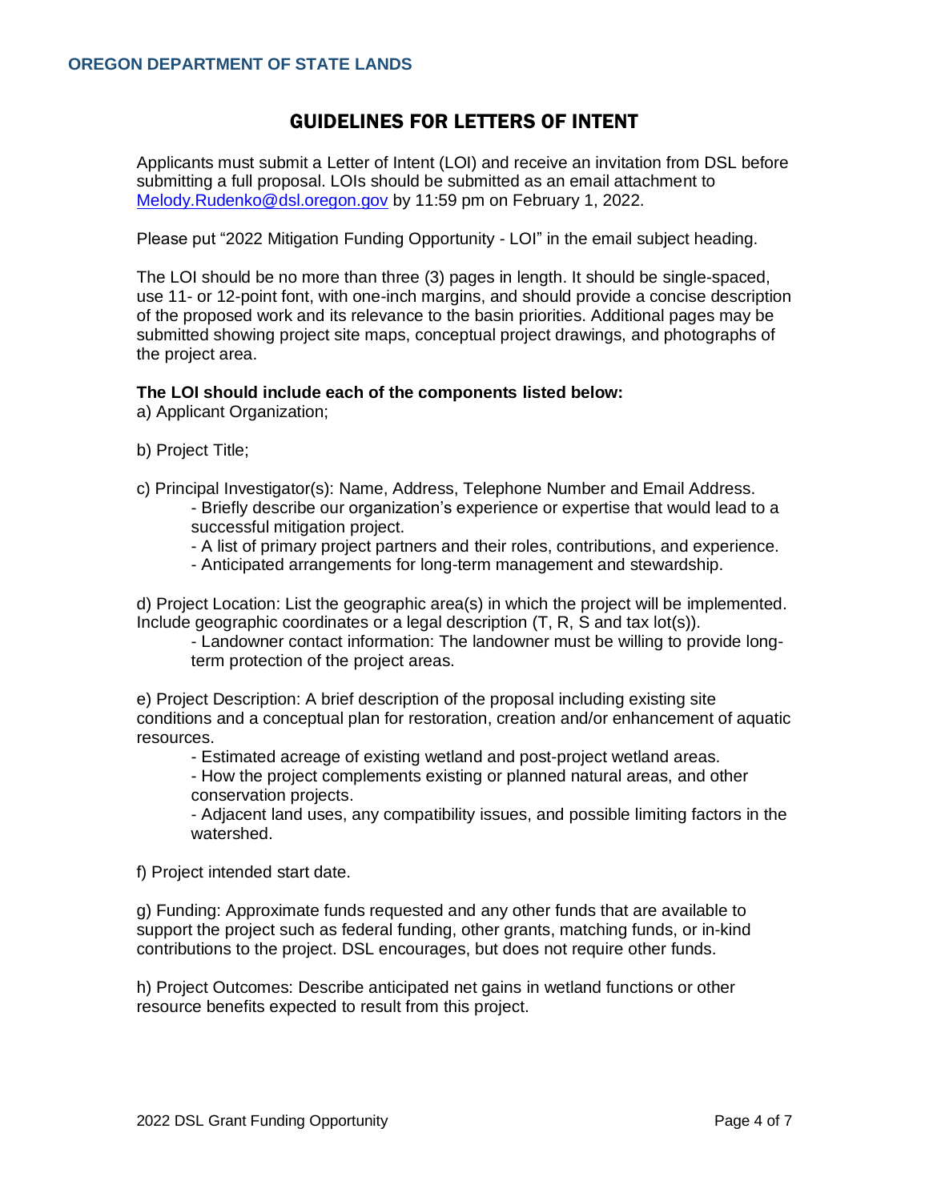# GUIDELINES FOR LETTERS OF INTENT

Applicants must submit a Letter of Intent (LOI) and receive an invitation from DSL before submitting a full proposal. LOIs should be submitted as an email attachment to Melody.Rudenko@dsl.oregon.gov by 11:59 pm on February 1, 2022.

Please put "2022 Mitigation Funding Opportunity - LOI" in the email subject heading.

The LOI should be no more than three (3) pages in length. It should be single-spaced, use 11- or 12-point font, with one-inch margins, and should provide a concise description of the proposed work and its relevance to the basin priorities. Additional pages may be submitted showing project site maps, conceptual project drawings, and photographs of the project area.

**The LOI should include each of the components listed below:**

a) Applicant Organization;

b) Project Title;

c) Principal Investigator(s): Name, Address, Telephone Number and Email Address.
- Briefly describe our organization's experience or expertise that would lead to a successful mitigation project.
- A list of primary project partners and their roles, contributions, and experience.
- Anticipated arrangements for long-term management and stewardship.

d) Project Location: List the geographic area(s) in which the project will be implemented. Include geographic coordinates or a legal description (T, R, S and tax lot(s)).
- Landowner contact information: The landowner must be willing to provide long-term protection of the project areas.

e) Project Description: A brief description of the proposal including existing site conditions and a conceptual plan for restoration, creation and/or enhancement of aquatic resources.
- Estimated acreage of existing wetland and post-project wetland areas.
- How the project complements existing or planned natural areas, and other conservation projects.
- Adjacent land uses, any compatibility issues, and possible limiting factors in the watershed.

f) Project intended start date.

g) Funding: Approximate funds requested and any other funds that are available to support the project such as federal funding, other grants, matching funds, or in-kind contributions to the project. DSL encourages, but does not require other funds.

h) Project Outcomes: Describe anticipated net gains in wetland functions or other resource benefits expected to result from this project.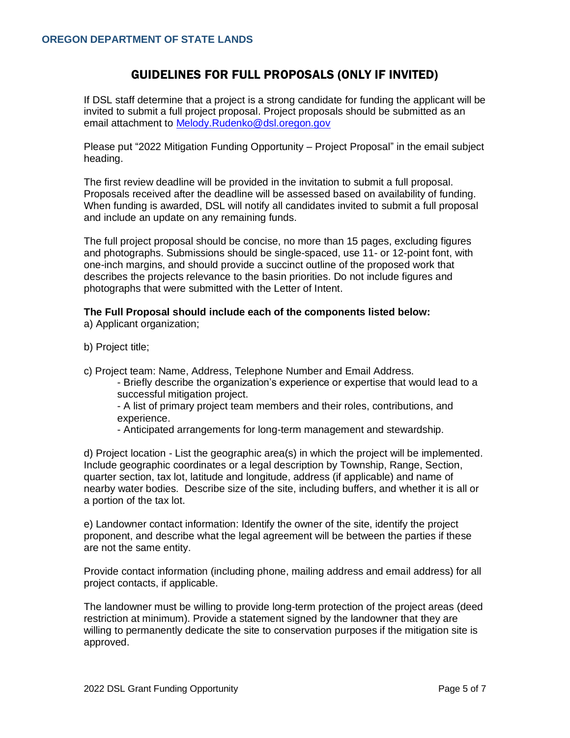## GUIDELINES FOR FULL PROPOSALS (ONLY IF INVITED)

If DSL staff determine that a project is a strong candidate for funding the applicant will be invited to submit a full project proposal. Project proposals should be submitted as an email attachment to [Melody.Rudenko@dsl.oregon.gov](mailto:Melody.Rudenko@dsl.oregon.gov)

Please put "2022 Mitigation Funding Opportunity – Project Proposal" in the email subject heading.

The first review deadline will be provided in the invitation to submit a full proposal. Proposals received after the deadline will be assessed based on availability of funding. When funding is awarded, DSL will notify all candidates invited to submit a full proposal and include an update on any remaining funds.

The full project proposal should be concise, no more than 15 pages, excluding figures and photographs. Submissions should be single-spaced, use 11- or 12-point font, with one-inch margins, and should provide a succinct outline of the proposed work that describes the projects relevance to the basin priorities. Do not include figures and photographs that were submitted with the Letter of Intent.

**The Full Proposal should include each of the components listed below:**

a) Applicant organization;

b) Project title;

c) Project team: Name, Address, Telephone Number and Email Address.

- Briefly describe the organization's experience or expertise that would lead to a successful mitigation project.
- A list of primary project team members and their roles, contributions, and experience.
- Anticipated arrangements for long-term management and stewardship.

d) Project location - List the geographic area(s) in which the project will be implemented. Include geographic coordinates or a legal description by Township, Range, Section, quarter section, tax lot, latitude and longitude, address (if applicable) and name of nearby water bodies. Describe size of the site, including buffers, and whether it is all or a portion of the tax lot.

e) Landowner contact information: Identify the owner of the site, identify the project proponent, and describe what the legal agreement will be between the parties if these are not the same entity.

Provide contact information (including phone, mailing address and email address) for all project contacts, if applicable.

The landowner must be willing to provide long-term protection of the project areas (deed restriction at minimum). Provide a statement signed by the landowner that they are willing to permanently dedicate the site to conservation purposes if the mitigation site is approved.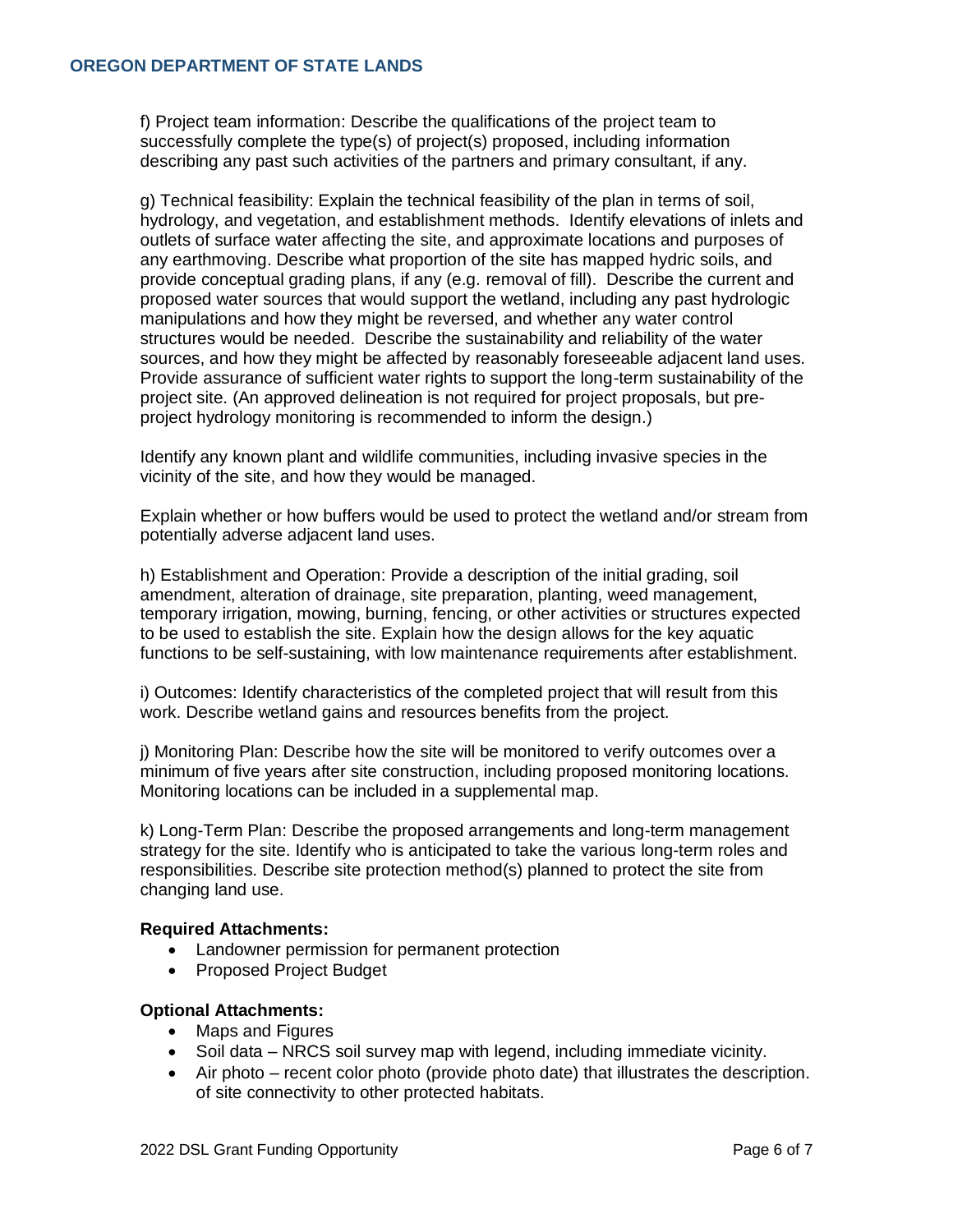f) Project team information: Describe the qualifications of the project team to successfully complete the type(s) of project(s) proposed, including information describing any past such activities of the partners and primary consultant, if any.

g) Technical feasibility: Explain the technical feasibility of the plan in terms of soil, hydrology, and vegetation, and establishment methods. Identify elevations of inlets and outlets of surface water affecting the site, and approximate locations and purposes of any earthmoving. Describe what proportion of the site has mapped hydric soils, and provide conceptual grading plans, if any (e.g. removal of fill). Describe the current and proposed water sources that would support the wetland, including any past hydrologic manipulations and how they might be reversed, and whether any water control structures would be needed. Describe the sustainability and reliability of the water sources, and how they might be affected by reasonably foreseeable adjacent land uses. Provide assurance of sufficient water rights to support the long-term sustainability of the project site. (An approved delineation is not required for project proposals, but pre-project hydrology monitoring is recommended to inform the design.)

Identify any known plant and wildlife communities, including invasive species in the vicinity of the site, and how they would be managed.

Explain whether or how buffers would be used to protect the wetland and/or stream from potentially adverse adjacent land uses.

h) Establishment and Operation: Provide a description of the initial grading, soil amendment, alteration of drainage, site preparation, planting, weed management, temporary irrigation, mowing, burning, fencing, or other activities or structures expected to be used to establish the site. Explain how the design allows for the key aquatic functions to be self-sustaining, with low maintenance requirements after establishment.

i) Outcomes: Identify characteristics of the completed project that will result from this work. Describe wetland gains and resources benefits from the project.

j) Monitoring Plan: Describe how the site will be monitored to verify outcomes over a minimum of five years after site construction, including proposed monitoring locations. Monitoring locations can be included in a supplemental map.

k) Long-Term Plan: Describe the proposed arrangements and long-term management strategy for the site. Identify who is anticipated to take the various long-term roles and responsibilities. Describe site protection method(s) planned to protect the site from changing land use.

**Required Attachments:**

- Landowner permission for permanent protection
- Proposed Project Budget

**Optional Attachments:**

- Maps and Figures
- Soil data – NRCS soil survey map with legend, including immediate vicinity.
- Air photo – recent color photo (provide photo date) that illustrates the description. of site connectivity to other protected habitats.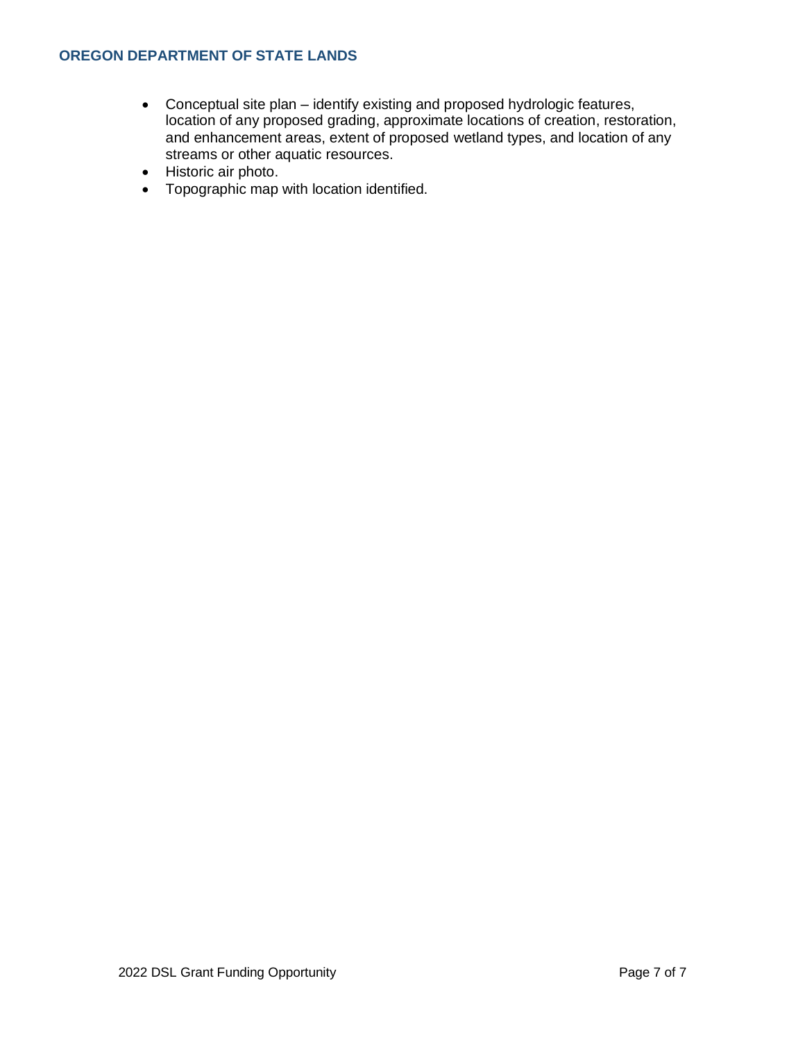- Conceptual site plan – identify existing and proposed hydrologic features, location of any proposed grading, approximate locations of creation, restoration, and enhancement areas, extent of proposed wetland types, and location of any streams or other aquatic resources.
- Historic air photo.
- Topographic map with location identified.